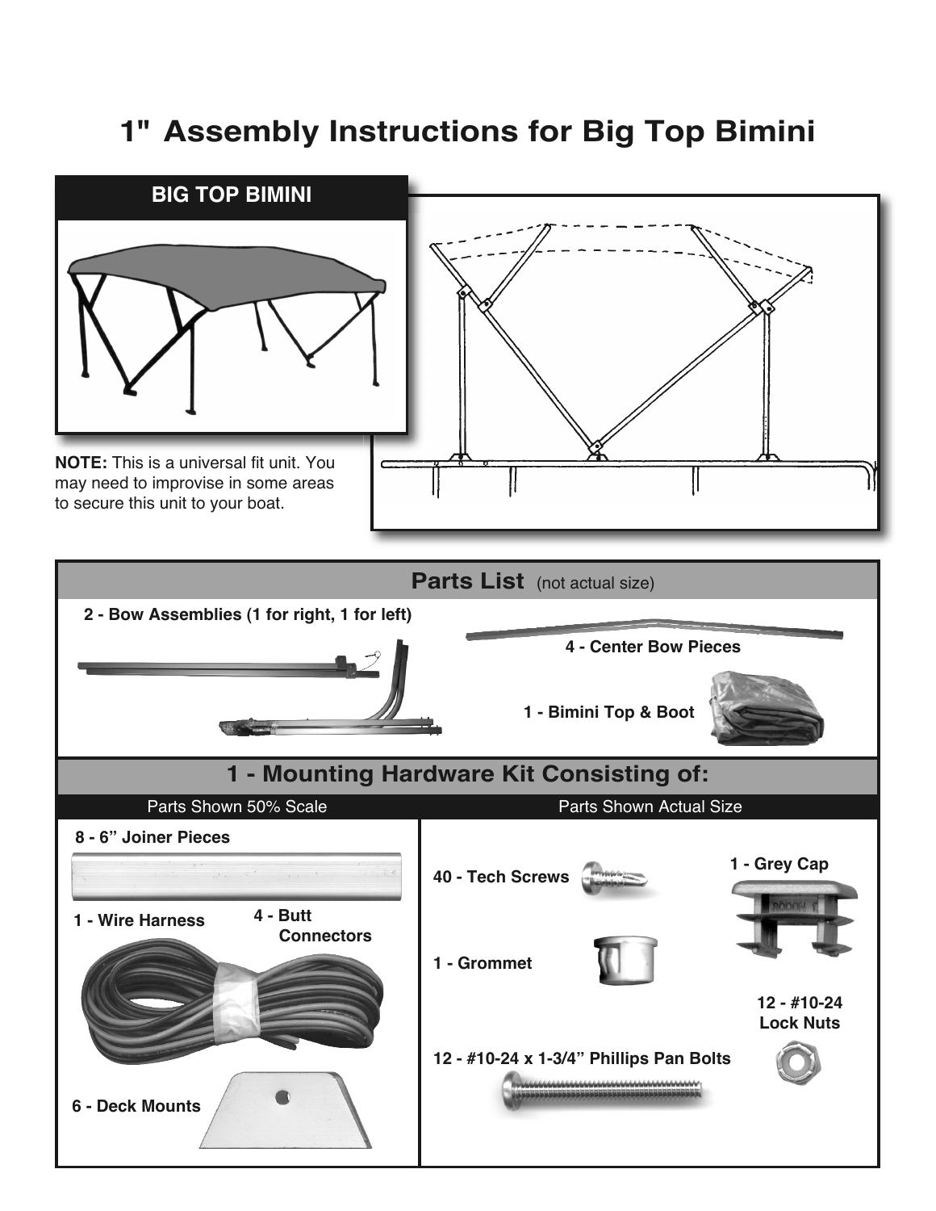# 1" Assembly Instructions for Big Top Bimini

**BIG TOP BIMINI**

**NOTE:** This is a universal fit unit. You may need to improvise in some areas to secure this unit to your boat.

## Parts List (not actual size)

- **2 - Bow Assemblies (1 for right, 1 for left)**
- **4 - Center Bow Pieces**
- **1 - Bimini Top & Boot**

## 1 - Mounting Hardware Kit Consisting of:

**Parts Shown 50% Scale**

- **8 - 6" Joiner Pieces**
- **1 - Wire Harness**
- **4 - Butt Connectors**
- **6 - Deck Mounts**

**Parts Shown Actual Size**

- **40 - Tech Screws**
- **1 - Grey Cap**
- **1 - Grommet**
- **12 - #10-24 Lock Nuts**
- **12 - #10-24 x 1-3/4" Phillips Pan Bolts**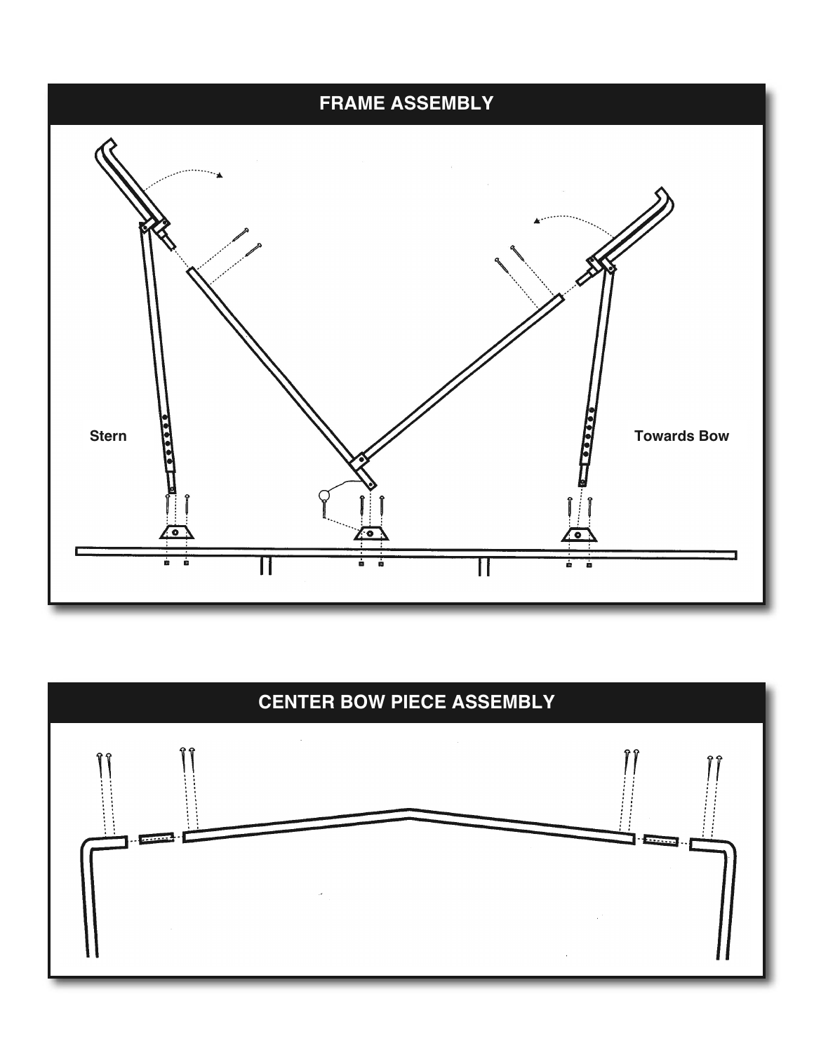## FRAME ASSEMBLY

Stern

Towards Bow

## CENTER BOW PIECE ASSEMBLY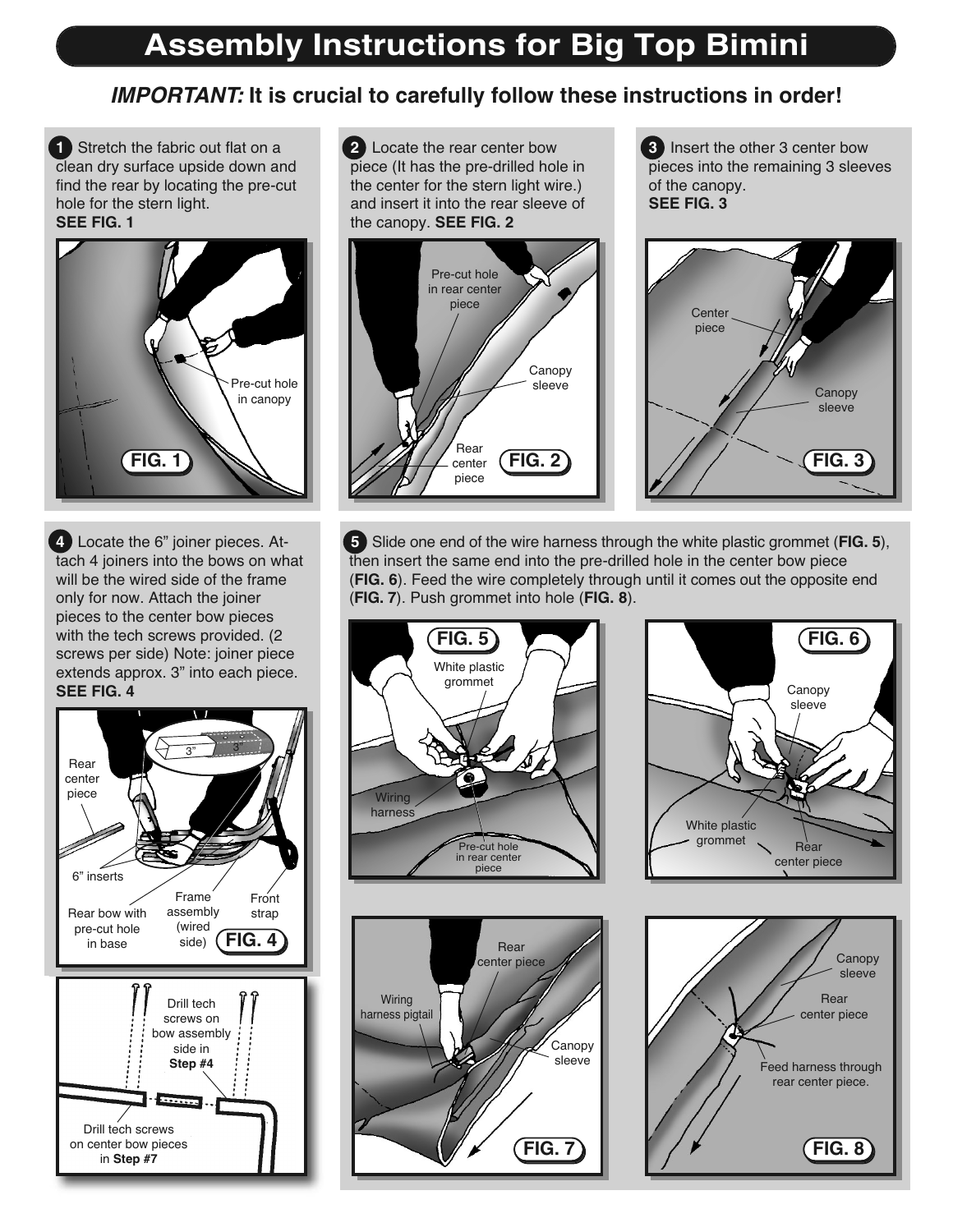# Assembly Instructions for Big Top Bimini

***IMPORTANT:*** **It is crucial to carefully follow these instructions in order!**

**1** Stretch the fabric out flat on a clean dry surface upside down and find the rear by locating the pre-cut hole for the stern light. **SEE FIG. 1**

Pre-cut hole in canopy

**FIG. 1**

**2** Locate the rear center bow piece (It has the pre-drilled hole in the center for the stern light wire.) and insert it into the rear sleeve of the canopy. **SEE FIG. 2**

Pre-cut hole in rear center piece

Canopy sleeve

Rear center piece

**FIG. 2**

**3** Insert the other 3 center bow pieces into the remaining 3 sleeves of the canopy. **SEE FIG. 3**

Center piece

Canopy sleeve

**FIG. 3**

**4** Locate the 6" joiner pieces. Attach 4 joiners into the bows on what will be the wired side of the frame only for now. Attach the joiner pieces to the center bow pieces with the tech screws provided. (2 screws per side) Note: joiner piece extends approx. 3" into each piece. **SEE FIG. 4**

3" 3"

Rear center piece

6" inserts

Rear bow with pre-cut hole in base

Frame assembly (wired side)

Front strap

**FIG. 4**

Drill tech screws on bow assembly side in **Step #4**

Drill tech screws on center bow pieces in **Step #7**

**5** Slide one end of the wire harness through the white plastic grommet (**FIG. 5**), then insert the same end into the pre-drilled hole in the center bow piece (**FIG. 6**). Feed the wire completely through until it comes out the opposite end (**FIG. 7**). Push grommet into hole (**FIG. 8**).

**FIG. 5**

White plastic grommet

Wiring harness

Pre-cut hole in rear center piece

**FIG. 6**

Canopy sleeve

White plastic grommet

Rear center piece

Rear center piece

Wiring harness pigtail

Canopy sleeve

**FIG. 7**

Canopy sleeve

Rear center piece

Feed harness through rear center piece.

**FIG. 8**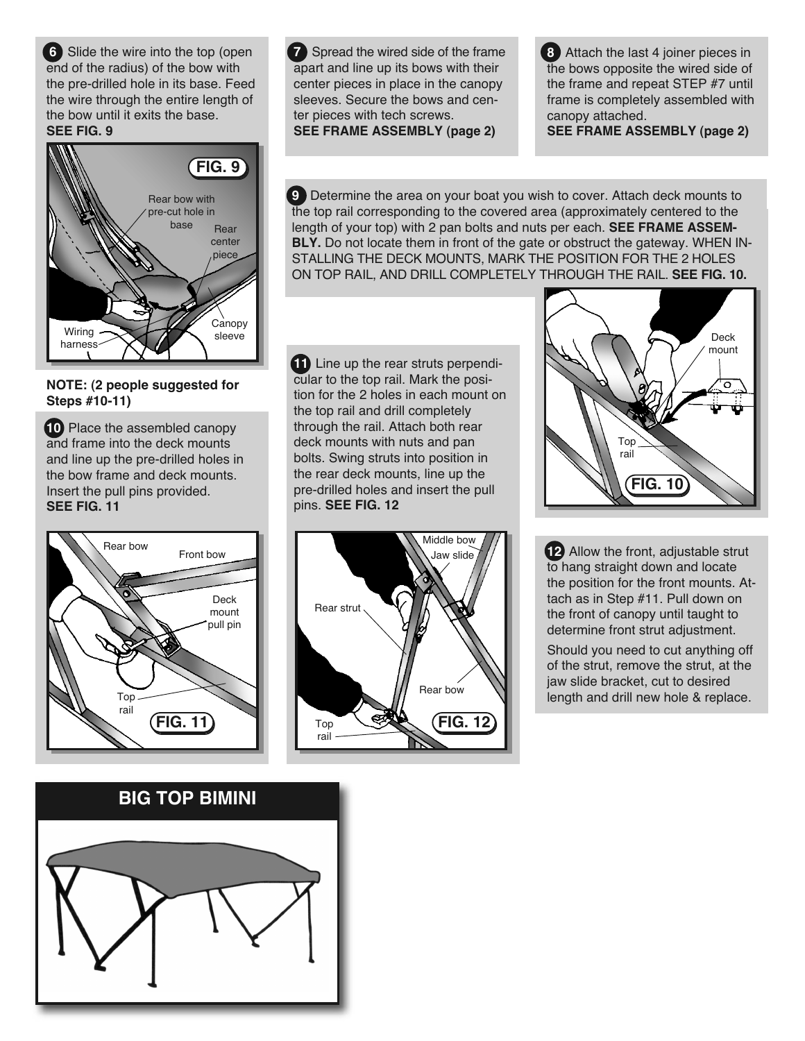**6** Slide the wire into the top (open end of the radius) of the bow with the pre-drilled hole in its base. Feed the wire through the entire length of the bow until it exits the base.
**SEE FIG. 9**

FIG. 9

Rear bow with pre-cut hole in base

Rear center piece

Wiring harness

Canopy sleeve

**7** Spread the wired side of the frame apart and line up its bows with their center pieces in place in the canopy sleeves. Secure the bows and center pieces with tech screws.
**SEE FRAME ASSEMBLY (page 2)**

**8** Attach the last 4 joiner pieces in the bows opposite the wired side of the frame and repeat STEP #7 until frame is completely assembled with canopy attached.
**SEE FRAME ASSEMBLY (page 2)**

**9** Determine the area on your boat you wish to cover. Attach deck mounts to the top rail corresponding to the covered area (approximately centered to the length of your top) with 2 pan bolts and nuts per each. **SEE FRAME ASSEMBLY.** Do not locate them in front of the gate or obstruct the gateway. WHEN INSTALLING THE DECK MOUNTS, MARK THE POSITION FOR THE 2 HOLES ON TOP RAIL, AND DRILL COMPLETELY THROUGH THE RAIL. **SEE FIG. 10.**

Deck mount

Top rail

FIG. 10

**NOTE: (2 people suggested for Steps #10-11)**

**10** Place the assembled canopy and frame into the deck mounts and line up the pre-drilled holes in the bow frame and deck mounts. Insert the pull pins provided.
**SEE FIG. 11**

Rear bow

Front bow

Deck mount pull pin

Top rail

FIG. 11

**11** Line up the rear struts perpendicular to the top rail. Mark the position for the 2 holes in each mount on the top rail and drill completely through the rail. Attach both rear deck mounts with nuts and pan bolts. Swing struts into position in the rear deck mounts, line up the pre-drilled holes and insert the pull pins. **SEE FIG. 12**

Middle bow

Jaw slide

Rear strut

Rear bow

Top rail

FIG. 12

**12** Allow the front, adjustable strut to hang straight down and locate the position for the front mounts. Attach as in Step #11. Pull down on the front of canopy until taught to determine front strut adjustment.

Should you need to cut anything off of the strut, remove the strut, at the jaw slide bracket, cut to desired length and drill new hole & replace.

## BIG TOP BIMINI